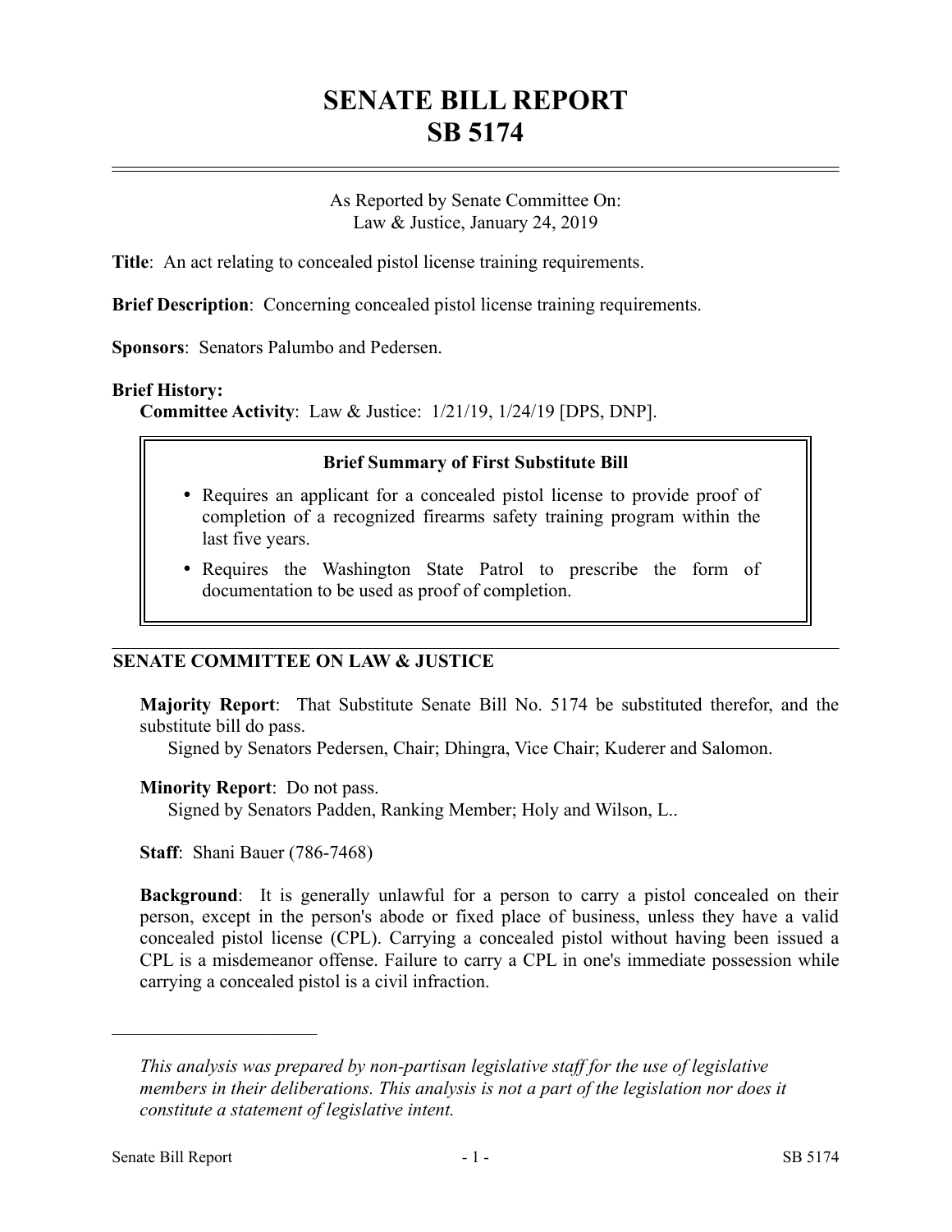# SENATE BILL REPORT
# SB 5174

As Reported by Senate Committee On:
Law & Justice, January 24, 2019

**Title**: An act relating to concealed pistol license training requirements.

**Brief Description**: Concerning concealed pistol license training requirements.

**Sponsors**: Senators Palumbo and Pedersen.

**Brief History:**

**Committee Activity**: Law & Justice: 1/21/19, 1/24/19 [DPS, DNP].

> **Brief Summary of First Substitute Bill**
>
> - Requires an applicant for a concealed pistol license to provide proof of completion of a recognized firearms safety training program within the last five years.
> - Requires the Washington State Patrol to prescribe the form of documentation to be used as proof of completion.

## SENATE COMMITTEE ON LAW & JUSTICE

**Majority Report**: That Substitute Senate Bill No. 5174 be substituted therefor, and the substitute bill do pass.

Signed by Senators Pedersen, Chair; Dhingra, Vice Chair; Kuderer and Salomon.

**Minority Report**: Do not pass.

Signed by Senators Padden, Ranking Member; Holy and Wilson, L..

**Staff**: Shani Bauer (786-7468)

**Background**: It is generally unlawful for a person to carry a pistol concealed on their person, except in the person's abode or fixed place of business, unless they have a valid concealed pistol license (CPL). Carrying a concealed pistol without having been issued a CPL is a misdemeanor offense. Failure to carry a CPL in one's immediate possession while carrying a concealed pistol is a civil infraction.

---

*This analysis was prepared by non-partisan legislative staff for the use of legislative members in their deliberations. This analysis is not a part of the legislation nor does it constitute a statement of legislative intent.*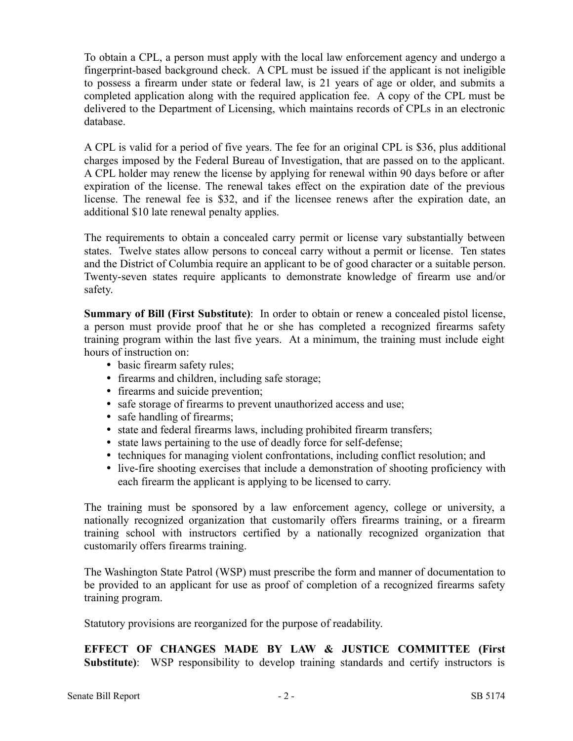To obtain a CPL, a person must apply with the local law enforcement agency and undergo a fingerprint-based background check. A CPL must be issued if the applicant is not ineligible to possess a firearm under state or federal law, is 21 years of age or older, and submits a completed application along with the required application fee. A copy of the CPL must be delivered to the Department of Licensing, which maintains records of CPLs in an electronic database.

A CPL is valid for a period of five years. The fee for an original CPL is $36, plus additional charges imposed by the Federal Bureau of Investigation, that are passed on to the applicant. A CPL holder may renew the license by applying for renewal within 90 days before or after expiration of the license. The renewal takes effect on the expiration date of the previous license. The renewal fee is $32, and if the licensee renews after the expiration date, an additional $10 late renewal penalty applies.

The requirements to obtain a concealed carry permit or license vary substantially between states. Twelve states allow persons to conceal carry without a permit or license. Ten states and the District of Columbia require an applicant to be of good character or a suitable person. Twenty-seven states require applicants to demonstrate knowledge of firearm use and/or safety.

**Summary of Bill (First Substitute)**: In order to obtain or renew a concealed pistol license, a person must provide proof that he or she has completed a recognized firearms safety training program within the last five years. At a minimum, the training must include eight hours of instruction on:

- basic firearm safety rules;
- firearms and children, including safe storage;
- firearms and suicide prevention;
- safe storage of firearms to prevent unauthorized access and use;
- safe handling of firearms;
- state and federal firearms laws, including prohibited firearm transfers;
- state laws pertaining to the use of deadly force for self-defense;
- techniques for managing violent confrontations, including conflict resolution; and
- live-fire shooting exercises that include a demonstration of shooting proficiency with each firearm the applicant is applying to be licensed to carry.

The training must be sponsored by a law enforcement agency, college or university, a nationally recognized organization that customarily offers firearms training, or a firearm training school with instructors certified by a nationally recognized organization that customarily offers firearms training.

The Washington State Patrol (WSP) must prescribe the form and manner of documentation to be provided to an applicant for use as proof of completion of a recognized firearms safety training program.

Statutory provisions are reorganized for the purpose of readability.

**EFFECT OF CHANGES MADE BY LAW & JUSTICE COMMITTEE (First Substitute)**: WSP responsibility to develop training standards and certify instructors is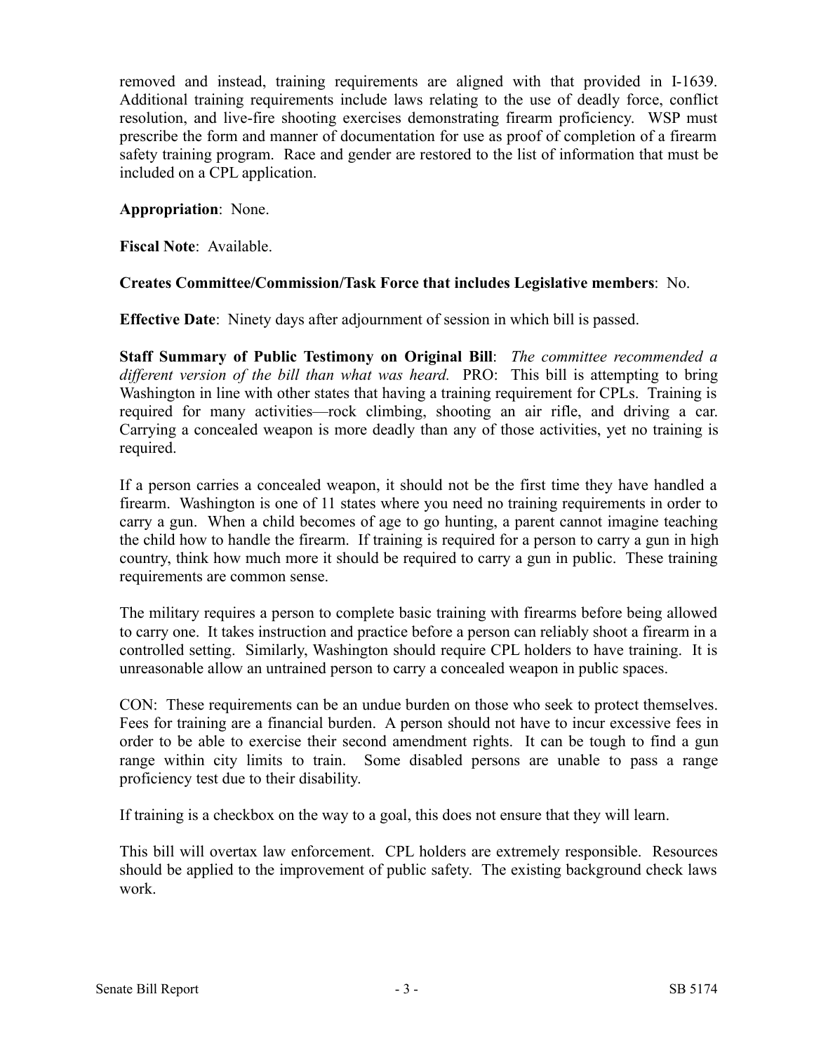removed and instead, training requirements are aligned with that provided in I-1639. Additional training requirements include laws relating to the use of deadly force, conflict resolution, and live-fire shooting exercises demonstrating firearm proficiency. WSP must prescribe the form and manner of documentation for use as proof of completion of a firearm safety training program. Race and gender are restored to the list of information that must be included on a CPL application.

**Appropriation**: None.

**Fiscal Note**: Available.

**Creates Committee/Commission/Task Force that includes Legislative members**: No.

**Effective Date**: Ninety days after adjournment of session in which bill is passed.

**Staff Summary of Public Testimony on Original Bill**: *The committee recommended a different version of the bill than what was heard.* PRO: This bill is attempting to bring Washington in line with other states that having a training requirement for CPLs. Training is required for many activities—rock climbing, shooting an air rifle, and driving a car. Carrying a concealed weapon is more deadly than any of those activities, yet no training is required.

If a person carries a concealed weapon, it should not be the first time they have handled a firearm. Washington is one of 11 states where you need no training requirements in order to carry a gun. When a child becomes of age to go hunting, a parent cannot imagine teaching the child how to handle the firearm. If training is required for a person to carry a gun in high country, think how much more it should be required to carry a gun in public. These training requirements are common sense.

The military requires a person to complete basic training with firearms before being allowed to carry one. It takes instruction and practice before a person can reliably shoot a firearm in a controlled setting. Similarly, Washington should require CPL holders to have training. It is unreasonable allow an untrained person to carry a concealed weapon in public spaces.

CON: These requirements can be an undue burden on those who seek to protect themselves. Fees for training are a financial burden. A person should not have to incur excessive fees in order to be able to exercise their second amendment rights. It can be tough to find a gun range within city limits to train. Some disabled persons are unable to pass a range proficiency test due to their disability.

If training is a checkbox on the way to a goal, this does not ensure that they will learn.

This bill will overtax law enforcement. CPL holders are extremely responsible. Resources should be applied to the improvement of public safety. The existing background check laws work.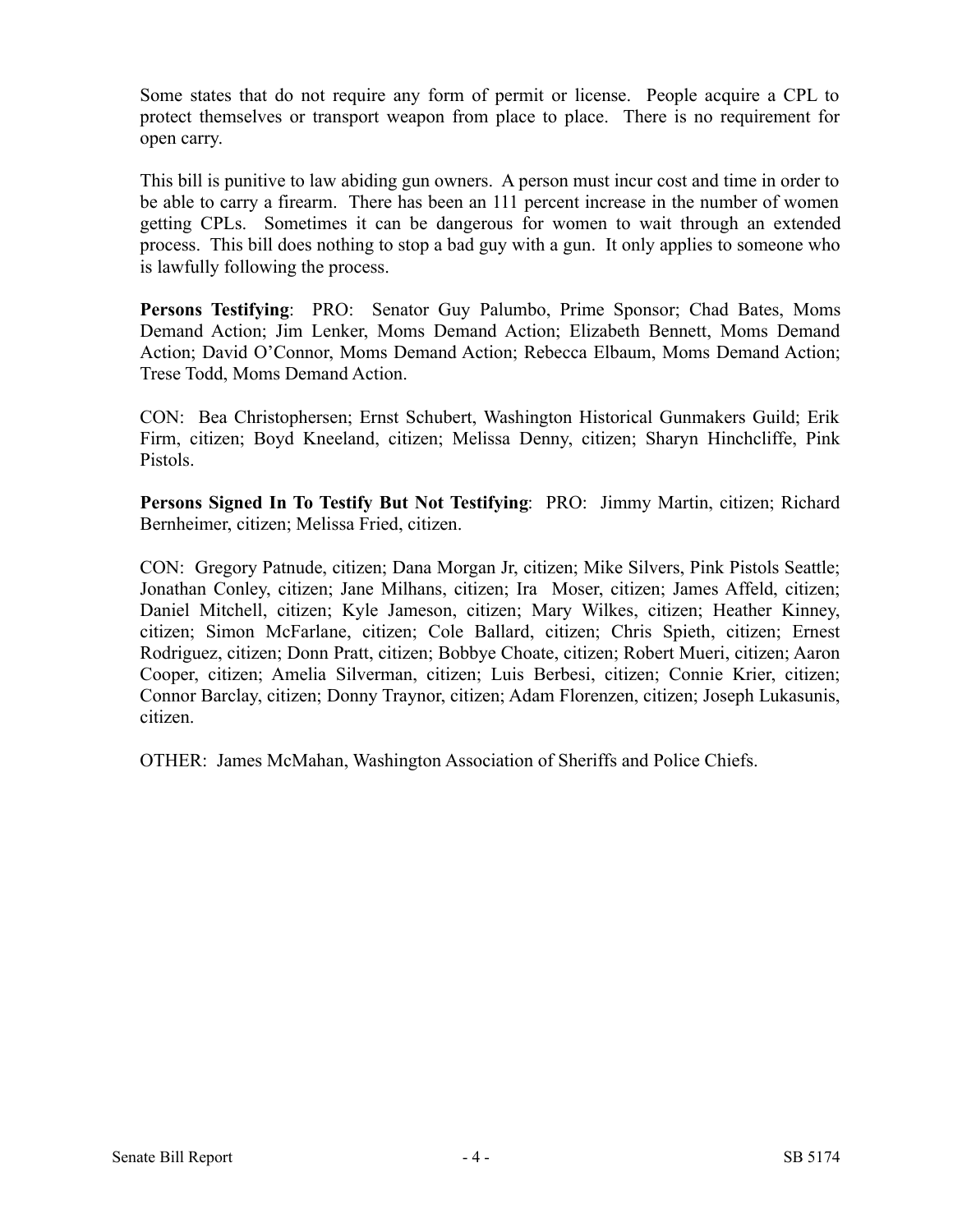Some states that do not require any form of permit or license. People acquire a CPL to protect themselves or transport weapon from place to place. There is no requirement for open carry.

This bill is punitive to law abiding gun owners. A person must incur cost and time in order to be able to carry a firearm. There has been an 111 percent increase in the number of women getting CPLs. Sometimes it can be dangerous for women to wait through an extended process. This bill does nothing to stop a bad guy with a gun. It only applies to someone who is lawfully following the process.

**Persons Testifying**: PRO: Senator Guy Palumbo, Prime Sponsor; Chad Bates, Moms Demand Action; Jim Lenker, Moms Demand Action; Elizabeth Bennett, Moms Demand Action; David O'Connor, Moms Demand Action; Rebecca Elbaum, Moms Demand Action; Trese Todd, Moms Demand Action.

CON: Bea Christophersen; Ernst Schubert, Washington Historical Gunmakers Guild; Erik Firm, citizen; Boyd Kneeland, citizen; Melissa Denny, citizen; Sharyn Hinchcliffe, Pink Pistols.

**Persons Signed In To Testify But Not Testifying**: PRO: Jimmy Martin, citizen; Richard Bernheimer, citizen; Melissa Fried, citizen.

CON: Gregory Patnude, citizen; Dana Morgan Jr, citizen; Mike Silvers, Pink Pistols Seattle; Jonathan Conley, citizen; Jane Milhans, citizen; Ira Moser, citizen; James Affeld, citizen; Daniel Mitchell, citizen; Kyle Jameson, citizen; Mary Wilkes, citizen; Heather Kinney, citizen; Simon McFarlane, citizen; Cole Ballard, citizen; Chris Spieth, citizen; Ernest Rodriguez, citizen; Donn Pratt, citizen; Bobbye Choate, citizen; Robert Mueri, citizen; Aaron Cooper, citizen; Amelia Silverman, citizen; Luis Berbesi, citizen; Connie Krier, citizen; Connor Barclay, citizen; Donny Traynor, citizen; Adam Florenzen, citizen; Joseph Lukasunis, citizen.

OTHER: James McMahan, Washington Association of Sheriffs and Police Chiefs.